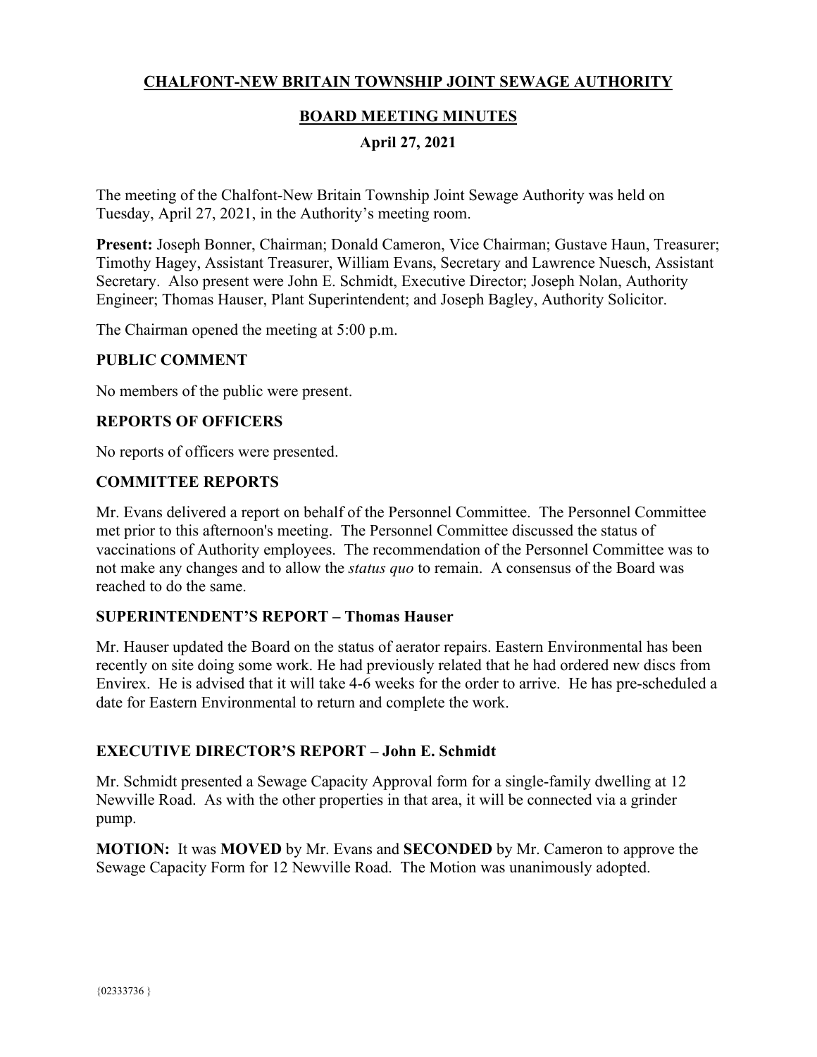# CHALFONT-NEW BRITAIN TOWNSHIP JOINT SEWAGE AUTHORITY

## BOARD MEETING MINUTES

### April 27, 2021

The meeting of the Chalfont-New Britain Township Joint Sewage Authority was held on Tuesday, April 27, 2021, in the Authority's meeting room.

**Present:** Joseph Bonner, Chairman; Donald Cameron, Vice Chairman; Gustave Haun, Treasurer; Timothy Hagey, Assistant Treasurer, William Evans, Secretary and Lawrence Nuesch, Assistant Secretary. Also present were John E. Schmidt, Executive Director; Joseph Nolan, Authority Engineer; Thomas Hauser, Plant Superintendent; and Joseph Bagley, Authority Solicitor.

The Chairman opened the meeting at 5:00 p.m.

### PUBLIC COMMENT

No members of the public were present.

### REPORTS OF OFFICERS

No reports of officers were presented.

### COMMITTEE REPORTS

Mr. Evans delivered a report on behalf of the Personnel Committee. The Personnel Committee met prior to this afternoon's meeting. The Personnel Committee discussed the status of vaccinations of Authority employees. The recommendation of the Personnel Committee was to not make any changes and to allow the *status quo* to remain. A consensus of the Board was reached to do the same.

### SUPERINTENDENT'S REPORT – Thomas Hauser

Mr. Hauser updated the Board on the status of aerator repairs. Eastern Environmental has been recently on site doing some work. He had previously related that he had ordered new discs from Envirex. He is advised that it will take 4-6 weeks for the order to arrive. He has pre-scheduled a date for Eastern Environmental to return and complete the work.

### EXECUTIVE DIRECTOR'S REPORT – John E. Schmidt

Mr. Schmidt presented a Sewage Capacity Approval form for a single-family dwelling at 12 Newville Road. As with the other properties in that area, it will be connected via a grinder pump.

**MOTION:** It was **MOVED** by Mr. Evans and **SECONDED** by Mr. Cameron to approve the Sewage Capacity Form for 12 Newville Road. The Motion was unanimously adopted.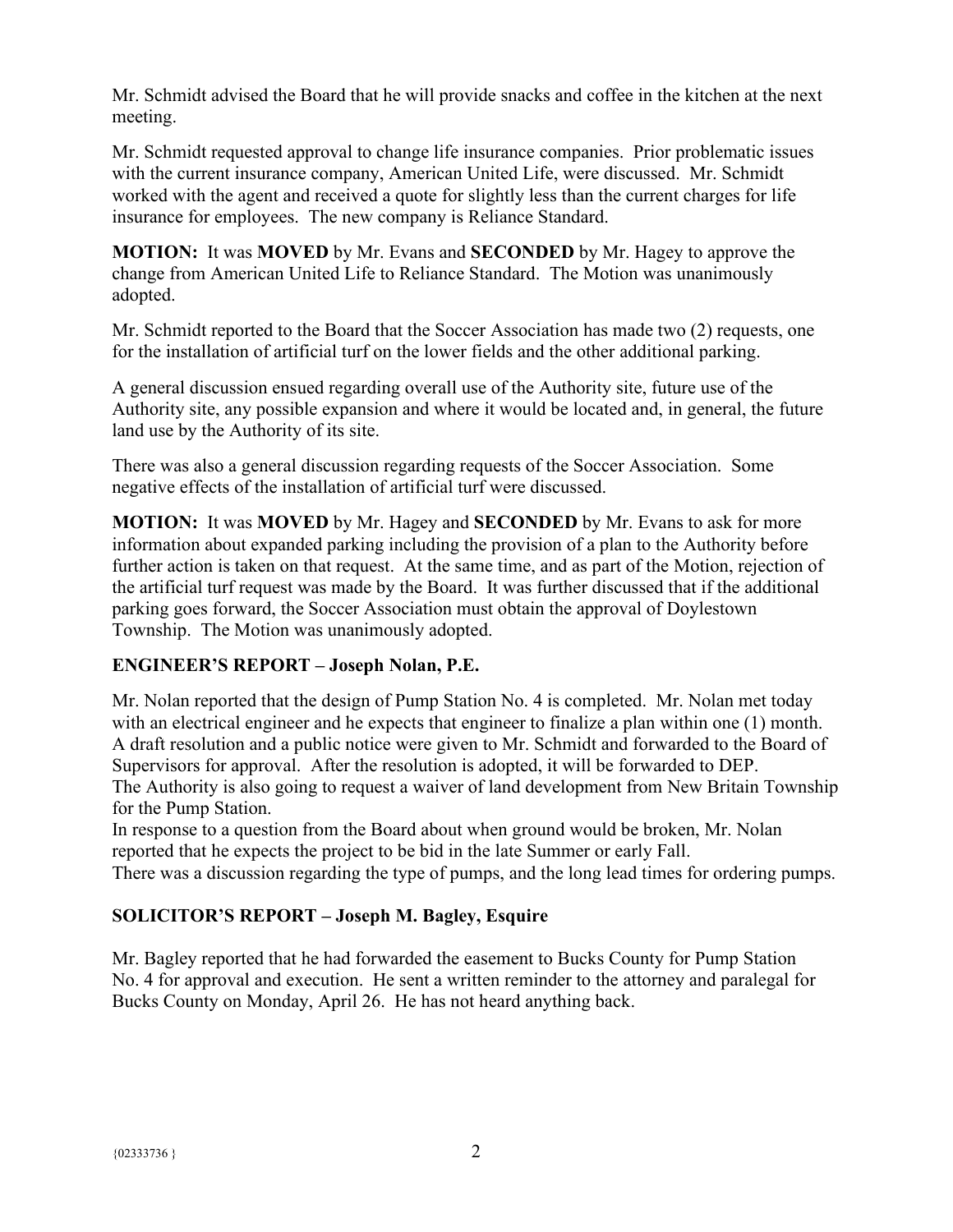Mr. Schmidt advised the Board that he will provide snacks and coffee in the kitchen at the next meeting.

Mr. Schmidt requested approval to change life insurance companies. Prior problematic issues with the current insurance company, American United Life, were discussed. Mr. Schmidt worked with the agent and received a quote for slightly less than the current charges for life insurance for employees. The new company is Reliance Standard.

**MOTION:** It was **MOVED** by Mr. Evans and **SECONDED** by Mr. Hagey to approve the change from American United Life to Reliance Standard. The Motion was unanimously adopted.

Mr. Schmidt reported to the Board that the Soccer Association has made two (2) requests, one for the installation of artificial turf on the lower fields and the other additional parking.

A general discussion ensued regarding overall use of the Authority site, future use of the Authority site, any possible expansion and where it would be located and, in general, the future land use by the Authority of its site.

There was also a general discussion regarding requests of the Soccer Association. Some negative effects of the installation of artificial turf were discussed.

**MOTION:** It was **MOVED** by Mr. Hagey and **SECONDED** by Mr. Evans to ask for more information about expanded parking including the provision of a plan to the Authority before further action is taken on that request. At the same time, and as part of the Motion, rejection of the artificial turf request was made by the Board. It was further discussed that if the additional parking goes forward, the Soccer Association must obtain the approval of Doylestown Township. The Motion was unanimously adopted.

## ENGINEER'S REPORT – Joseph Nolan, P.E.

Mr. Nolan reported that the design of Pump Station No. 4 is completed. Mr. Nolan met today with an electrical engineer and he expects that engineer to finalize a plan within one (1) month. A draft resolution and a public notice were given to Mr. Schmidt and forwarded to the Board of Supervisors for approval. After the resolution is adopted, it will be forwarded to DEP.
The Authority is also going to request a waiver of land development from New Britain Township for the Pump Station.
In response to a question from the Board about when ground would be broken, Mr. Nolan reported that he expects the project to be bid in the late Summer or early Fall.
There was a discussion regarding the type of pumps, and the long lead times for ordering pumps.

## SOLICITOR'S REPORT – Joseph M. Bagley, Esquire

Mr. Bagley reported that he had forwarded the easement to Bucks County for Pump Station No. 4 for approval and execution. He sent a written reminder to the attorney and paralegal for Bucks County on Monday, April 26. He has not heard anything back.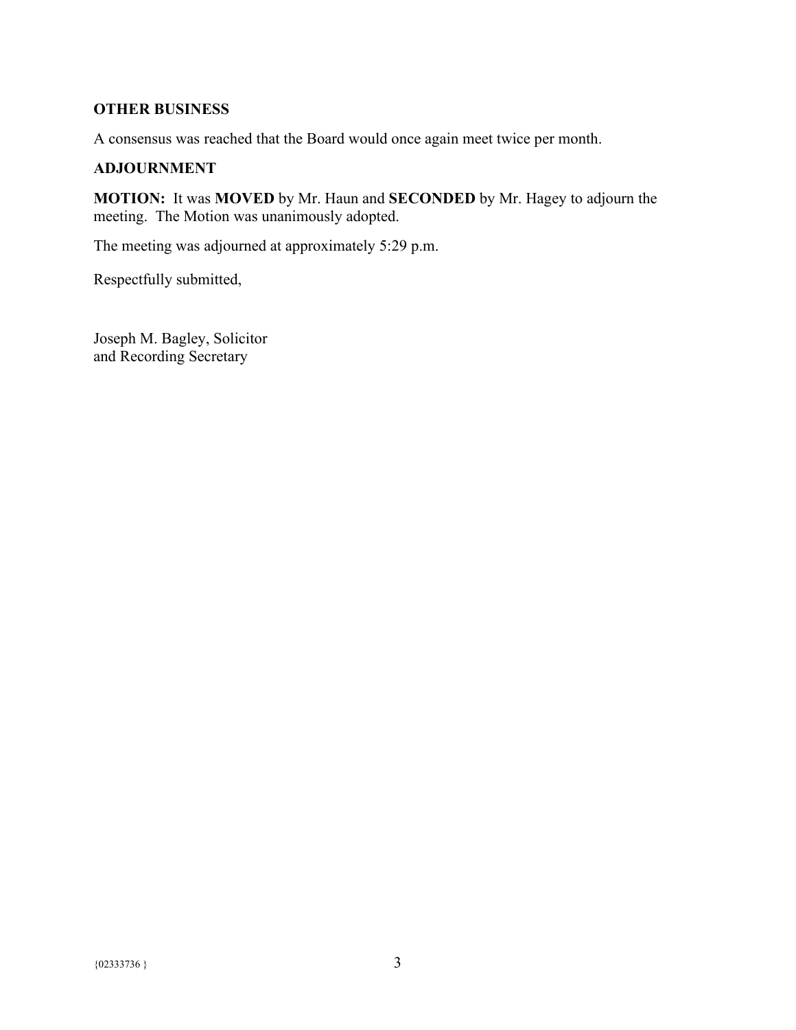**OTHER BUSINESS**

A consensus was reached that the Board would once again meet twice per month.

**ADJOURNMENT**

**MOTION:** It was **MOVED** by Mr. Haun and **SECONDED** by Mr. Hagey to adjourn the meeting. The Motion was unanimously adopted.

The meeting was adjourned at approximately 5:29 p.m.

Respectfully submitted,

Joseph M. Bagley, Solicitor
and Recording Secretary

{02333736 }